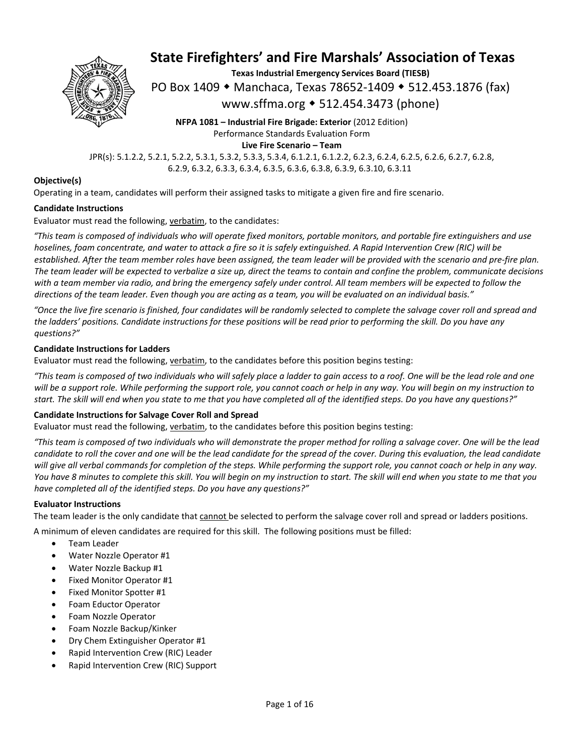# State Firefighters' and Fire Marshals' Association of Texas

**Texas Industrial Emergency Services Board (TIESB)**

PO Box 1409 ◆ Manchaca, Texas 78652-1409 ◆ 512.453.1876 (fax)

www.sffma.org ◆ 512.454.3473 (phone)

**NFPA 1081 – Industrial Fire Brigade: Exterior** (2012 Edition)

Performance Standards Evaluation Form

**Live Fire Scenario – Team**

JPR(s): 5.1.2.2, 5.2.1, 5.2.2, 5.3.1, 5.3.2, 5.3.3, 5.3.4, 6.1.2.1, 6.1.2.2, 6.2.3, 6.2.4, 6.2.5, 6.2.6, 6.2.7, 6.2.8, 6.2.9, 6.3.2, 6.3.3, 6.3.4, 6.3.5, 6.3.6, 6.3.8, 6.3.9, 6.3.10, 6.3.11

**Objective(s)**

Operating in a team, candidates will perform their assigned tasks to mitigate a given fire and fire scenario.

**Candidate Instructions**

Evaluator must read the following, verbatim, to the candidates:

*"This team is composed of individuals who will operate fixed monitors, portable monitors, and portable fire extinguishers and use hoselines, foam concentrate, and water to attack a fire so it is safely extinguished. A Rapid Intervention Crew (RIC) will be established. After the team member roles have been assigned, the team leader will be provided with the scenario and pre-fire plan. The team leader will be expected to verbalize a size up, direct the teams to contain and confine the problem, communicate decisions with a team member via radio, and bring the emergency safely under control. All team members will be expected to follow the directions of the team leader. Even though you are acting as a team, you will be evaluated on an individual basis."*

*"Once the live fire scenario is finished, four candidates will be randomly selected to complete the salvage cover roll and spread and the ladders' positions. Candidate instructions for these positions will be read prior to performing the skill. Do you have any questions?"*

**Candidate Instructions for Ladders**

Evaluator must read the following, verbatim, to the candidates before this position begins testing:

*"This team is composed of two individuals who will safely place a ladder to gain access to a roof. One will be the lead role and one will be a support role. While performing the support role, you cannot coach or help in any way. You will begin on my instruction to start. The skill will end when you state to me that you have completed all of the identified steps. Do you have any questions?"*

**Candidate Instructions for Salvage Cover Roll and Spread**

Evaluator must read the following, verbatim, to the candidates before this position begins testing:

*"This team is composed of two individuals who will demonstrate the proper method for rolling a salvage cover. One will be the lead candidate to roll the cover and one will be the lead candidate for the spread of the cover. During this evaluation, the lead candidate will give all verbal commands for completion of the steps. While performing the support role, you cannot coach or help in any way. You have 8 minutes to complete this skill. You will begin on my instruction to start. The skill will end when you state to me that you have completed all of the identified steps. Do you have any questions?"*

**Evaluator Instructions**

The team leader is the only candidate that cannot be selected to perform the salvage cover roll and spread or ladders positions.

A minimum of eleven candidates are required for this skill. The following positions must be filled:

- Team Leader
- Water Nozzle Operator #1
- Water Nozzle Backup #1
- Fixed Monitor Operator #1
- Fixed Monitor Spotter #1
- Foam Eductor Operator
- Foam Nozzle Operator
- Foam Nozzle Backup/Kinker
- Dry Chem Extinguisher Operator #1
- Rapid Intervention Crew (RIC) Leader
- Rapid Intervention Crew (RIC) Support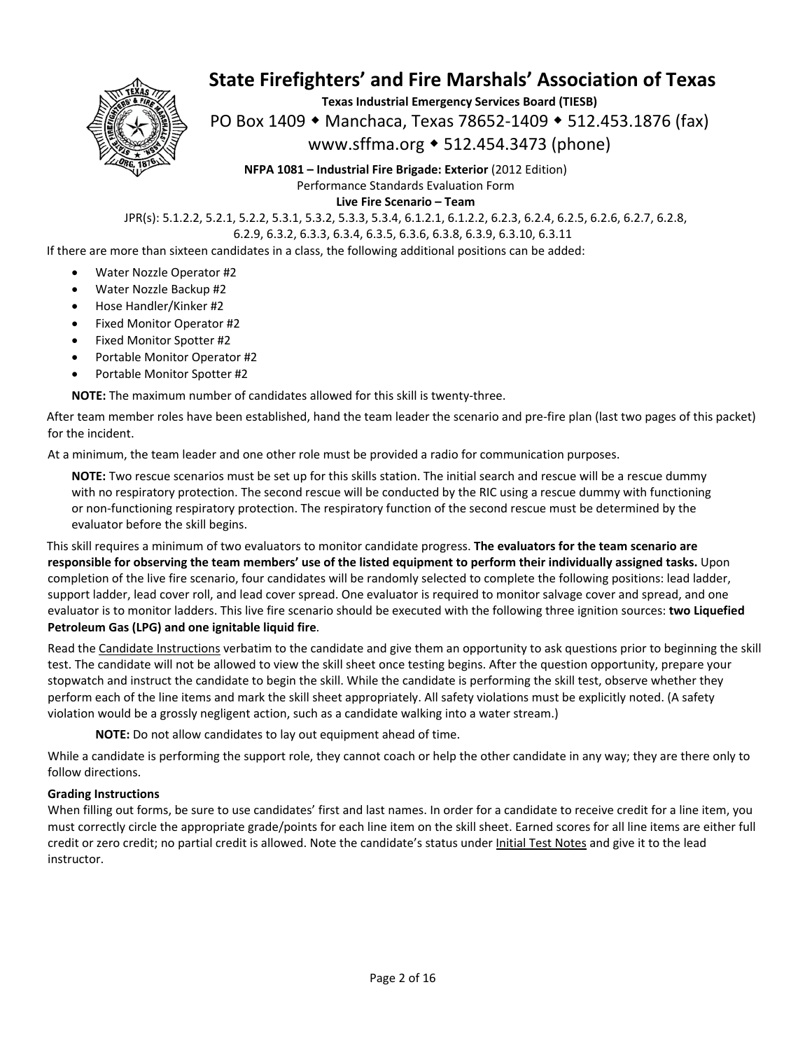# State Firefighters' and Fire Marshals' Association of Texas

**Texas Industrial Emergency Services Board (TIESB)**

PO Box 1409 ◆ Manchaca, Texas 78652-1409 ◆ 512.453.1876 (fax)

www.sffma.org ◆ 512.454.3473 (phone)

**NFPA 1081 – Industrial Fire Brigade: Exterior** (2012 Edition)
Performance Standards Evaluation Form
**Live Fire Scenario – Team**

JPR(s): 5.1.2.2, 5.2.1, 5.2.2, 5.3.1, 5.3.2, 5.3.3, 5.3.4, 6.1.2.1, 6.1.2.2, 6.2.3, 6.2.4, 6.2.5, 6.2.6, 6.2.7, 6.2.8, 6.2.9, 6.3.2, 6.3.3, 6.3.4, 6.3.5, 6.3.6, 6.3.8, 6.3.9, 6.3.10, 6.3.11

If there are more than sixteen candidates in a class, the following additional positions can be added:

- Water Nozzle Operator #2
- Water Nozzle Backup #2
- Hose Handler/Kinker #2
- Fixed Monitor Operator #2
- Fixed Monitor Spotter #2
- Portable Monitor Operator #2
- Portable Monitor Spotter #2

**NOTE:** The maximum number of candidates allowed for this skill is twenty-three.

After team member roles have been established, hand the team leader the scenario and pre-fire plan (last two pages of this packet) for the incident.

At a minimum, the team leader and one other role must be provided a radio for communication purposes.

**NOTE:** Two rescue scenarios must be set up for this skills station. The initial search and rescue will be a rescue dummy with no respiratory protection. The second rescue will be conducted by the RIC using a rescue dummy with functioning or non-functioning respiratory protection. The respiratory function of the second rescue must be determined by the evaluator before the skill begins.

This skill requires a minimum of two evaluators to monitor candidate progress. **The evaluators for the team scenario are responsible for observing the team members' use of the listed equipment to perform their individually assigned tasks.** Upon completion of the live fire scenario, four candidates will be randomly selected to complete the following positions: lead ladder, support ladder, lead cover roll, and lead cover spread. One evaluator is required to monitor salvage cover and spread, and one evaluator is to monitor ladders. This live fire scenario should be executed with the following three ignition sources: **two Liquefied Petroleum Gas (LPG) and one ignitable liquid fire**.

Read the Candidate Instructions verbatim to the candidate and give them an opportunity to ask questions prior to beginning the skill test. The candidate will not be allowed to view the skill sheet once testing begins. After the question opportunity, prepare your stopwatch and instruct the candidate to begin the skill. While the candidate is performing the skill test, observe whether they perform each of the line items and mark the skill sheet appropriately. All safety violations must be explicitly noted. (A safety violation would be a grossly negligent action, such as a candidate walking into a water stream.)

**NOTE:** Do not allow candidates to lay out equipment ahead of time.

While a candidate is performing the support role, they cannot coach or help the other candidate in any way; they are there only to follow directions.

**Grading Instructions**

When filling out forms, be sure to use candidates' first and last names. In order for a candidate to receive credit for a line item, you must correctly circle the appropriate grade/points for each line item on the skill sheet. Earned scores for all line items are either full credit or zero credit; no partial credit is allowed. Note the candidate's status under Initial Test Notes and give it to the lead instructor.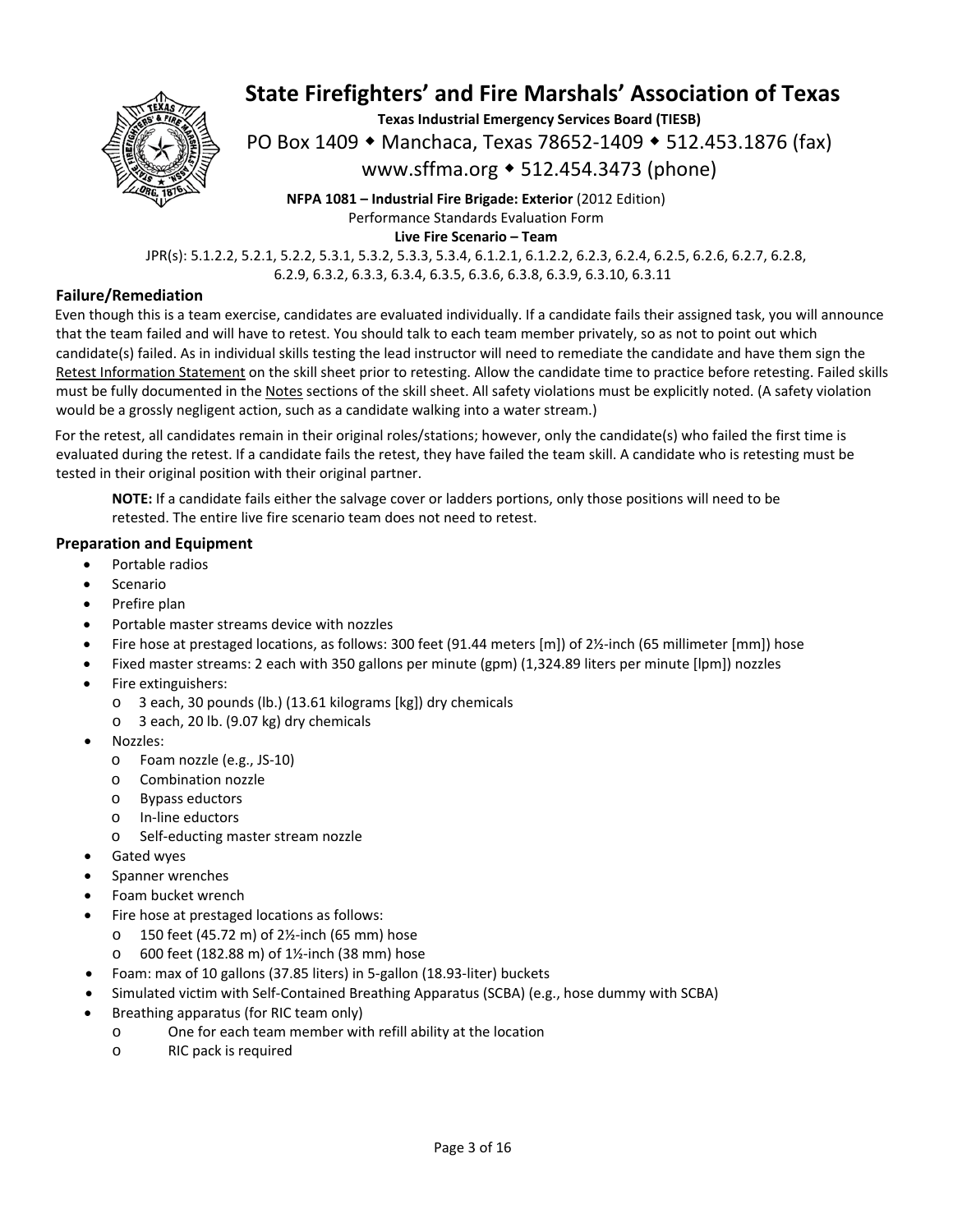# State Firefighters' and Fire Marshals' Association of Texas

**Texas Industrial Emergency Services Board (TIESB)**

PO Box 1409 ◆ Manchaca, Texas 78652-1409 ◆ 512.453.1876 (fax)

www.sffma.org ◆ 512.454.3473 (phone)

**NFPA 1081 – Industrial Fire Brigade: Exterior** (2012 Edition)

Performance Standards Evaluation Form

**Live Fire Scenario – Team**

JPR(s): 5.1.2.2, 5.2.1, 5.2.2, 5.3.1, 5.3.2, 5.3.3, 5.3.4, 6.1.2.1, 6.1.2.2, 6.2.3, 6.2.4, 6.2.5, 6.2.6, 6.2.7, 6.2.8, 6.2.9, 6.3.2, 6.3.3, 6.3.4, 6.3.5, 6.3.6, 6.3.8, 6.3.9, 6.3.10, 6.3.11

## Failure/Remediation

Even though this is a team exercise, candidates are evaluated individually. If a candidate fails their assigned task, you will announce that the team failed and will have to retest. You should talk to each team member privately, so as not to point out which candidate(s) failed. As in individual skills testing the lead instructor will need to remediate the candidate and have them sign the Retest Information Statement on the skill sheet prior to retesting. Allow the candidate time to practice before retesting. Failed skills must be fully documented in the Notes sections of the skill sheet. All safety violations must be explicitly noted. (A safety violation would be a grossly negligent action, such as a candidate walking into a water stream.)

For the retest, all candidates remain in their original roles/stations; however, only the candidate(s) who failed the first time is evaluated during the retest. If a candidate fails the retest, they have failed the team skill. A candidate who is retesting must be tested in their original position with their original partner.

> **NOTE:** If a candidate fails either the salvage cover or ladders portions, only those positions will need to be retested. The entire live fire scenario team does not need to retest.

## Preparation and Equipment

- Portable radios
- Scenario
- Prefire plan
- Portable master streams device with nozzles
- Fire hose at prestaged locations, as follows: 300 feet (91.44 meters [m]) of 2½-inch (65 millimeter [mm]) hose
- Fixed master streams: 2 each with 350 gallons per minute (gpm) (1,324.89 liters per minute [lpm]) nozzles
- Fire extinguishers:
  - 3 each, 30 pounds (lb.) (13.61 kilograms [kg]) dry chemicals
  - 3 each, 20 lb. (9.07 kg) dry chemicals
- Nozzles:
  - Foam nozzle (e.g., JS-10)
  - Combination nozzle
  - Bypass eductors
  - In-line eductors
  - Self-educting master stream nozzle
- Gated wyes
- Spanner wrenches
- Foam bucket wrench
- Fire hose at prestaged locations as follows:
  - 150 feet (45.72 m) of 2½-inch (65 mm) hose
  - 600 feet (182.88 m) of 1½-inch (38 mm) hose
- Foam: max of 10 gallons (37.85 liters) in 5-gallon (18.93-liter) buckets
- Simulated victim with Self-Contained Breathing Apparatus (SCBA) (e.g., hose dummy with SCBA)
- Breathing apparatus (for RIC team only)
  - One for each team member with refill ability at the location
  - RIC pack is required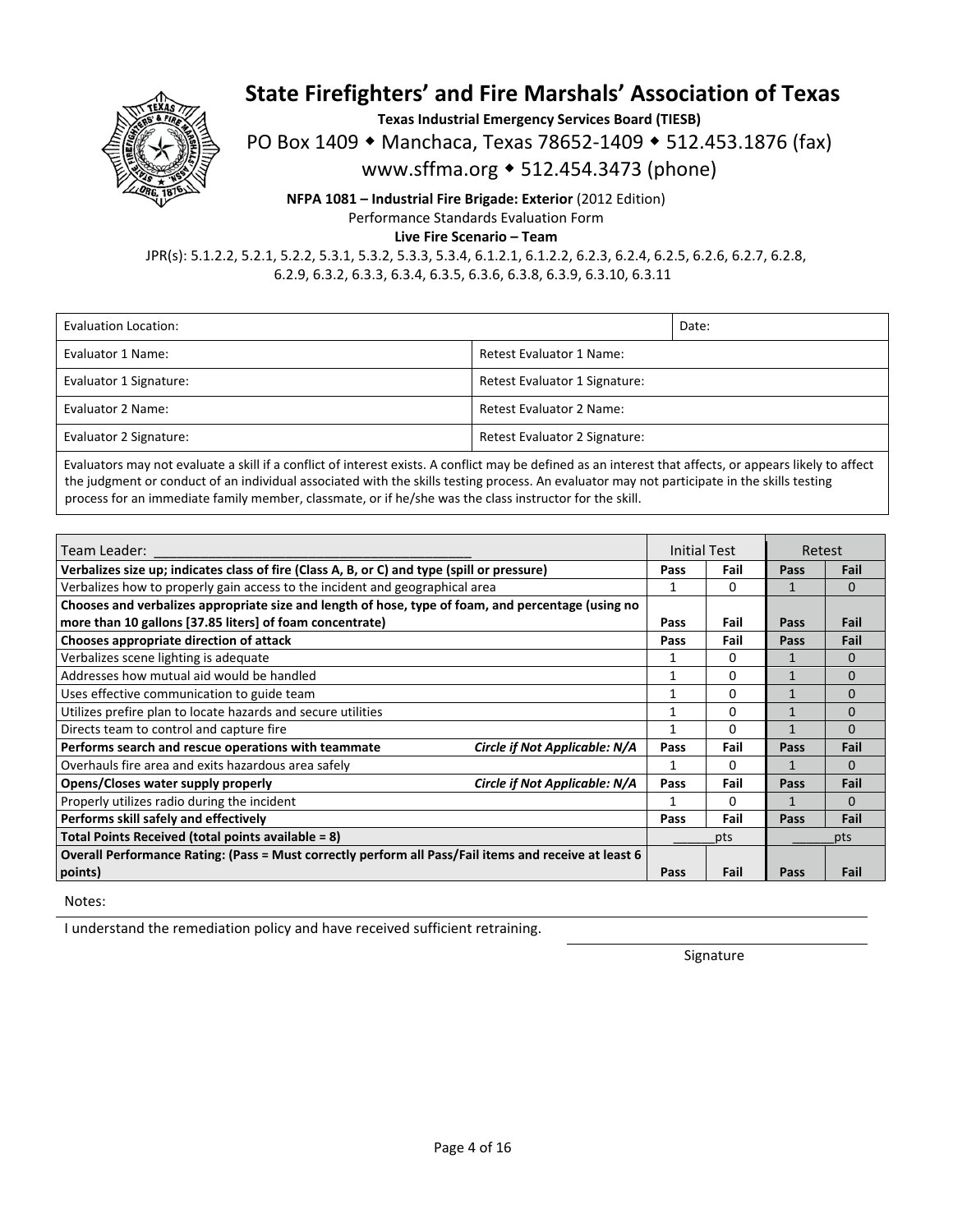# State Firefighters' and Fire Marshals' Association of Texas

**Texas Industrial Emergency Services Board (TIESB)**

PO Box 1409 ◆ Manchaca, Texas 78652-1409 ◆ 512.453.1876 (fax)

www.sffma.org ◆ 512.454.3473 (phone)

**NFPA 1081 – Industrial Fire Brigade: Exterior** (2012 Edition)

Performance Standards Evaluation Form

**Live Fire Scenario – Team**

JPR(s): 5.1.2.2, 5.2.1, 5.2.2, 5.3.1, 5.3.2, 5.3.3, 5.3.4, 6.1.2.1, 6.1.2.2, 6.2.3, 6.2.4, 6.2.5, 6.2.6, 6.2.7, 6.2.8, 6.2.9, 6.3.2, 6.3.3, 6.3.4, 6.3.5, 6.3.6, 6.3.8, 6.3.9, 6.3.10, 6.3.11

| Evaluation Location: | Date: |
|---|---|
| Evaluator 1 Name: | Retest Evaluator 1 Name: |
| Evaluator 1 Signature: | Retest Evaluator 1 Signature: |
| Evaluator 2 Name: | Retest Evaluator 2 Name: |
| Evaluator 2 Signature: | Retest Evaluator 2 Signature: |

Evaluators may not evaluate a skill if a conflict of interest exists. A conflict may be defined as an interest that affects, or appears likely to affect the judgment or conduct of an individual associated with the skills testing process. An evaluator may not participate in the skills testing process for an immediate family member, classmate, or if he/she was the class instructor for the skill.

| Team Leader: ________________________________________ | Initial Test | | Retest | |
|---|---|---|---|---|
| **Verbalizes size up; indicates class of fire (Class A, B, or C) and type (spill or pressure)** | **Pass** | **Fail** | **Pass** | **Fail** |
| Verbalizes how to properly gain access to the incident and geographical area | 1 | 0 | 1 | 0 |
| **Chooses and verbalizes appropriate size and length of hose, type of foam, and percentage (using no more than 10 gallons [37.85 liters] of foam concentrate)** | **Pass** | **Fail** | **Pass** | **Fail** |
| **Chooses appropriate direction of attack** | **Pass** | **Fail** | **Pass** | **Fail** |
| Verbalizes scene lighting is adequate | 1 | 0 | 1 | 0 |
| Addresses how mutual aid would be handled | 1 | 0 | 1 | 0 |
| Uses effective communication to guide team | 1 | 0 | 1 | 0 |
| Utilizes prefire plan to locate hazards and secure utilities | 1 | 0 | 1 | 0 |
| Directs team to control and capture fire | 1 | 0 | 1 | 0 |
| **Performs search and rescue operations with teammate** ***Circle if Not Applicable: N/A*** | **Pass** | **Fail** | **Pass** | **Fail** |
| Overhauls fire area and exits hazardous area safely | 1 | 0 | 1 | 0 |
| **Opens/Closes water supply properly** ***Circle if Not Applicable: N/A*** | **Pass** | **Fail** | **Pass** | **Fail** |
| Properly utilizes radio during the incident | 1 | 0 | 1 | 0 |
| **Performs skill safely and effectively** | **Pass** | **Fail** | **Pass** | **Fail** |
| **Total Points Received (total points available = 8)** | ______pts | | ______pts | |
| **Overall Performance Rating: (Pass = Must correctly perform all Pass/Fail items and receive at least 6 points)** | **Pass** | **Fail** | **Pass** | **Fail** |

Notes:

I understand the remediation policy and have received sufficient retraining.

_______________________________
Signature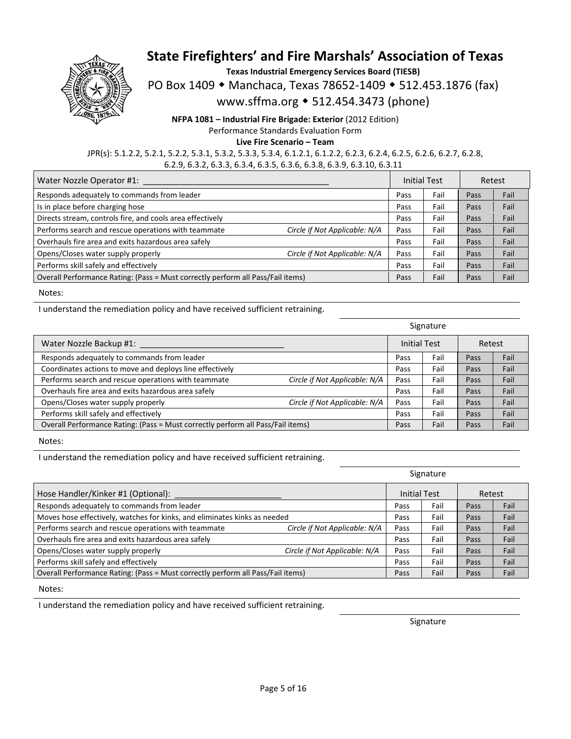# State Firefighters' and Fire Marshals' Association of Texas

**Texas Industrial Emergency Services Board (TIESB)**

PO Box 1409 ◆ Manchaca, Texas 78652-1409 ◆ 512.453.1876 (fax)

www.sffma.org ◆ 512.454.3473 (phone)

**NFPA 1081 – Industrial Fire Brigade: Exterior** (2012 Edition)

Performance Standards Evaluation Form

**Live Fire Scenario – Team**

JPR(s): 5.1.2.2, 5.2.1, 5.2.2, 5.3.1, 5.3.2, 5.3.3, 5.3.4, 6.1.2.1, 6.1.2.2, 6.2.3, 6.2.4, 6.2.5, 6.2.6, 6.2.7, 6.2.8, 6.2.9, 6.3.2, 6.3.3, 6.3.4, 6.3.5, 6.3.6, 6.3.8, 6.3.9, 6.3.10, 6.3.11

| Water Nozzle Operator #1: ______________________________________ | | Initial Test | | Retest | |
|---|---|---|---|---|---|
| Responds adequately to commands from leader | | Pass | Fail | Pass | Fail |
| Is in place before charging hose | | Pass | Fail | Pass | Fail |
| Directs stream, controls fire, and cools area effectively | | Pass | Fail | Pass | Fail |
| Performs search and rescue operations with teammate | *Circle if Not Applicable: N/A* | Pass | Fail | Pass | Fail |
| Overhauls fire area and exits hazardous area safely | | Pass | Fail | Pass | Fail |
| Opens/Closes water supply properly | *Circle if Not Applicable: N/A* | Pass | Fail | Pass | Fail |
| Performs skill safely and effectively | | Pass | Fail | Pass | Fail |
| Overall Performance Rating: (Pass = Must correctly perform all Pass/Fail items) | | Pass | Fail | Pass | Fail |

Notes:

I understand the remediation policy and have received sufficient retraining.

______________________________
Signature

| Water Nozzle Backup #1: ______________________________ | | Initial Test | | Retest | |
|---|---|---|---|---|---|
| Responds adequately to commands from leader | | Pass | Fail | Pass | Fail |
| Coordinates actions to move and deploys line effectively | | Pass | Fail | Pass | Fail |
| Performs search and rescue operations with teammate | *Circle if Not Applicable: N/A* | Pass | Fail | Pass | Fail |
| Overhauls fire area and exits hazardous area safely | | Pass | Fail | Pass | Fail |
| Opens/Closes water supply properly | *Circle if Not Applicable: N/A* | Pass | Fail | Pass | Fail |
| Performs skill safely and effectively | | Pass | Fail | Pass | Fail |
| Overall Performance Rating: (Pass = Must correctly perform all Pass/Fail items) | | Pass | Fail | Pass | Fail |

Notes:

I understand the remediation policy and have received sufficient retraining.

______________________________
Signature

| Hose Handler/Kinker #1 (Optional): ______________________ | | Initial Test | | Retest | |
|---|---|---|---|---|---|
| Responds adequately to commands from leader | | Pass | Fail | Pass | Fail |
| Moves hose effectively, watches for kinks, and eliminates kinks as needed | | Pass | Fail | Pass | Fail |
| Performs search and rescue operations with teammate | *Circle if Not Applicable: N/A* | Pass | Fail | Pass | Fail |
| Overhauls fire area and exits hazardous area safely | | Pass | Fail | Pass | Fail |
| Opens/Closes water supply properly | *Circle if Not Applicable: N/A* | Pass | Fail | Pass | Fail |
| Performs skill safely and effectively | | Pass | Fail | Pass | Fail |
| Overall Performance Rating: (Pass = Must correctly perform all Pass/Fail items) | | Pass | Fail | Pass | Fail |

Notes:

I understand the remediation policy and have received sufficient retraining.

______________________________
Signature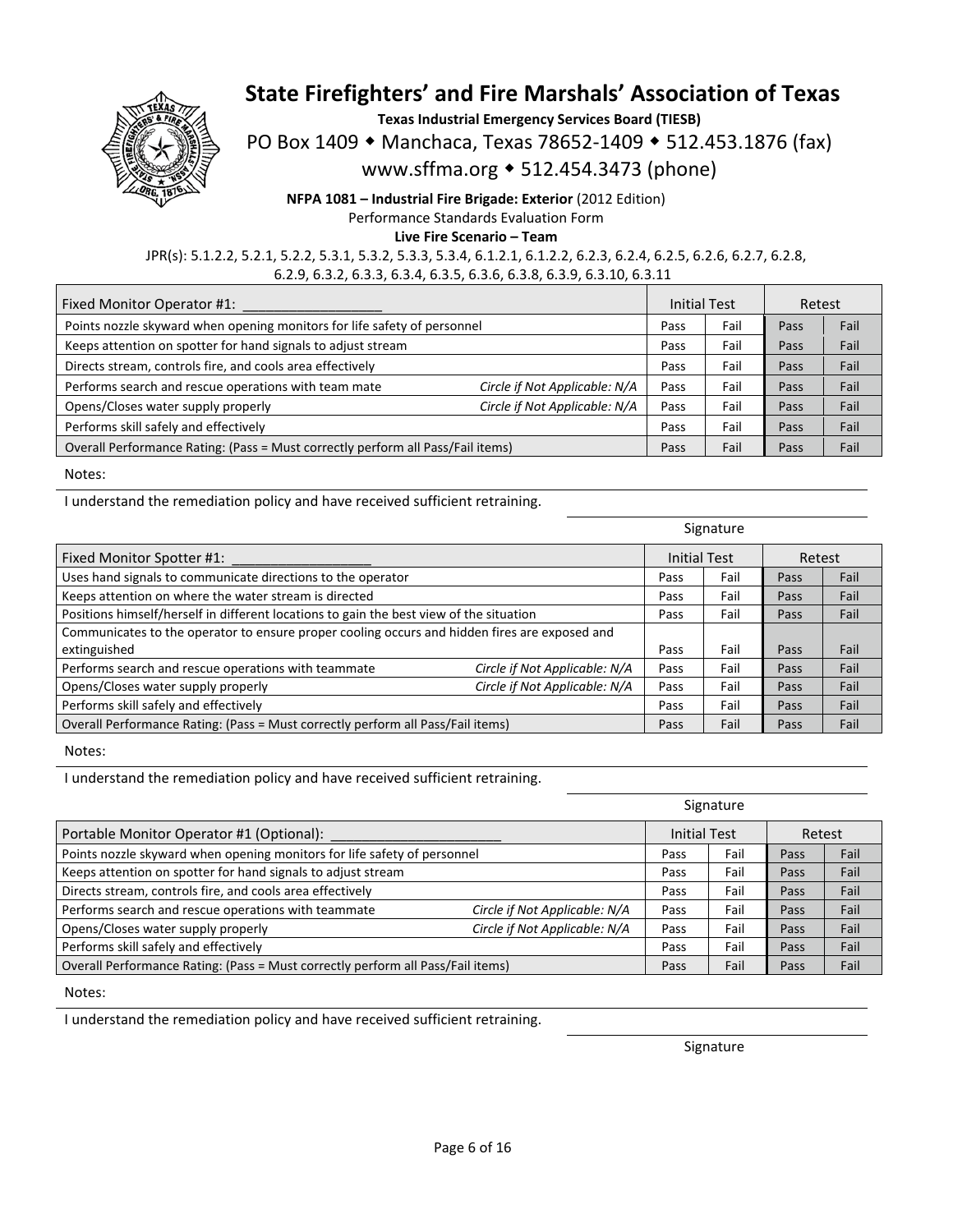# State Firefighters' and Fire Marshals' Association of Texas

**Texas Industrial Emergency Services Board (TIESB)**

PO Box 1409 ◆ Manchaca, Texas 78652-1409 ◆ 512.453.1876 (fax)

www.sffma.org ◆ 512.454.3473 (phone)

**NFPA 1081 – Industrial Fire Brigade: Exterior** (2012 Edition)

Performance Standards Evaluation Form

**Live Fire Scenario – Team**

JPR(s): 5.1.2.2, 5.2.1, 5.2.2, 5.3.1, 5.3.2, 5.3.3, 5.3.4, 6.1.2.1, 6.1.2.2, 6.2.3, 6.2.4, 6.2.5, 6.2.6, 6.2.7, 6.2.8, 6.2.9, 6.3.2, 6.3.3, 6.3.4, 6.3.5, 6.3.6, 6.3.8, 6.3.9, 6.3.10, 6.3.11

| Fixed Monitor Operator #1: __________________ | | Initial Test | | Retest | |
|---|---|---|---|---|---|
| Points nozzle skyward when opening monitors for life safety of personnel | | Pass | Fail | Pass | Fail |
| Keeps attention on spotter for hand signals to adjust stream | | Pass | Fail | Pass | Fail |
| Directs stream, controls fire, and cools area effectively | | Pass | Fail | Pass | Fail |
| Performs search and rescue operations with team mate | *Circle if Not Applicable: N/A* | Pass | Fail | Pass | Fail |
| Opens/Closes water supply properly | *Circle if Not Applicable: N/A* | Pass | Fail | Pass | Fail |
| Performs skill safely and effectively | | Pass | Fail | Pass | Fail |
| Overall Performance Rating: (Pass = Must correctly perform all Pass/Fail items) | | Pass | Fail | Pass | Fail |

Notes:

I understand the remediation policy and have received sufficient retraining.

Signature

| Fixed Monitor Spotter #1: __________________ | | Initial Test | | Retest | |
|---|---|---|---|---|---|
| Uses hand signals to communicate directions to the operator | | Pass | Fail | Pass | Fail |
| Keeps attention on where the water stream is directed | | Pass | Fail | Pass | Fail |
| Positions himself/herself in different locations to gain the best view of the situation | | Pass | Fail | Pass | Fail |
| Communicates to the operator to ensure proper cooling occurs and hidden fires are exposed and extinguished | | Pass | Fail | Pass | Fail |
| Performs search and rescue operations with teammate | *Circle if Not Applicable: N/A* | Pass | Fail | Pass | Fail |
| Opens/Closes water supply properly | *Circle if Not Applicable: N/A* | Pass | Fail | Pass | Fail |
| Performs skill safely and effectively | | Pass | Fail | Pass | Fail |
| Overall Performance Rating: (Pass = Must correctly perform all Pass/Fail items) | | Pass | Fail | Pass | Fail |

Notes:

I understand the remediation policy and have received sufficient retraining.

Signature

| Portable Monitor Operator #1 (Optional): ______________________ | | Initial Test | | Retest | |
|---|---|---|---|---|---|
| Points nozzle skyward when opening monitors for life safety of personnel | | Pass | Fail | Pass | Fail |
| Keeps attention on spotter for hand signals to adjust stream | | Pass | Fail | Pass | Fail |
| Directs stream, controls fire, and cools area effectively | | Pass | Fail | Pass | Fail |
| Performs search and rescue operations with teammate | *Circle if Not Applicable: N/A* | Pass | Fail | Pass | Fail |
| Opens/Closes water supply properly | *Circle if Not Applicable: N/A* | Pass | Fail | Pass | Fail |
| Performs skill safely and effectively | | Pass | Fail | Pass | Fail |
| Overall Performance Rating: (Pass = Must correctly perform all Pass/Fail items) | | Pass | Fail | Pass | Fail |

Notes:

I understand the remediation policy and have received sufficient retraining.

Signature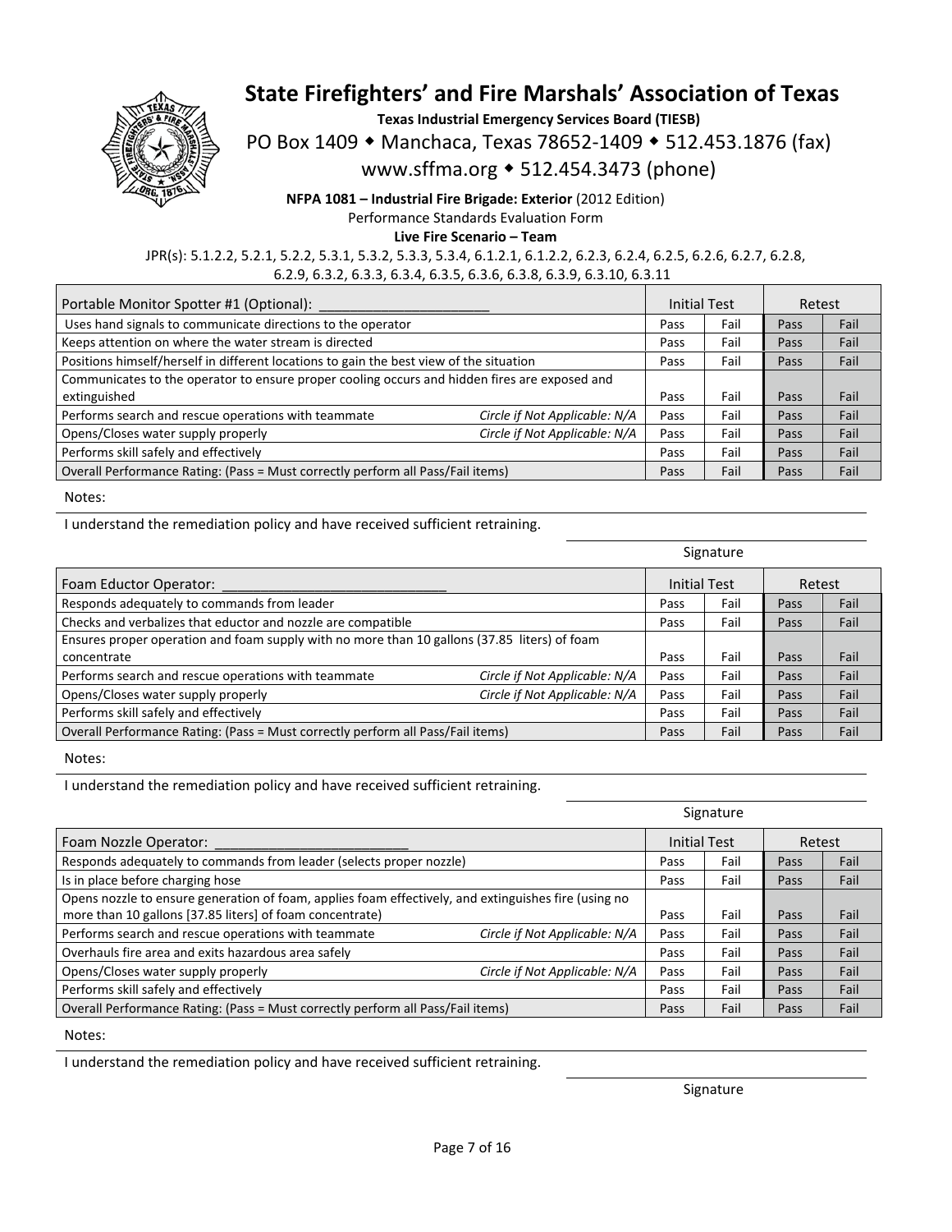# State Firefighters' and Fire Marshals' Association of Texas

**Texas Industrial Emergency Services Board (TIESB)**

PO Box 1409 ◆ Manchaca, Texas 78652-1409 ◆ 512.453.1876 (fax)

www.sffma.org ◆ 512.454.3473 (phone)

**NFPA 1081 – Industrial Fire Brigade: Exterior** (2012 Edition)

Performance Standards Evaluation Form

**Live Fire Scenario – Team**

JPR(s): 5.1.2.2, 5.2.1, 5.2.2, 5.3.1, 5.3.2, 5.3.3, 5.3.4, 6.1.2.1, 6.1.2.2, 6.2.3, 6.2.4, 6.2.5, 6.2.6, 6.2.7, 6.2.8, 6.2.9, 6.3.2, 6.3.3, 6.3.4, 6.3.5, 6.3.6, 6.3.8, 6.3.9, 6.3.10, 6.3.11

| Portable Monitor Spotter #1 (Optional): ______________________ | | Initial Test | | Retest | |
|---|---|---|---|---|---|
| Uses hand signals to communicate directions to the operator | | Pass | Fail | Pass | Fail |
| Keeps attention on where the water stream is directed | | Pass | Fail | Pass | Fail |
| Positions himself/herself in different locations to gain the best view of the situation | | Pass | Fail | Pass | Fail |
| Communicates to the operator to ensure proper cooling occurs and hidden fires are exposed and extinguished | | Pass | Fail | Pass | Fail |
| Performs search and rescue operations with teammate | *Circle if Not Applicable: N/A* | Pass | Fail | Pass | Fail |
| Opens/Closes water supply properly | *Circle if Not Applicable: N/A* | Pass | Fail | Pass | Fail |
| Performs skill safely and effectively | | Pass | Fail | Pass | Fail |
| Overall Performance Rating: (Pass = Must correctly perform all Pass/Fail items) | | Pass | Fail | Pass | Fail |

Notes:

I understand the remediation policy and have received sufficient retraining.

Signature

| Foam Eductor Operator: ______________________________ | | Initial Test | | Retest | |
|---|---|---|---|---|---|
| Responds adequately to commands from leader | | Pass | Fail | Pass | Fail |
| Checks and verbalizes that eductor and nozzle are compatible | | Pass | Fail | Pass | Fail |
| Ensures proper operation and foam supply with no more than 10 gallons (37.85 liters) of foam concentrate | | Pass | Fail | Pass | Fail |
| Performs search and rescue operations with teammate | *Circle if Not Applicable: N/A* | Pass | Fail | Pass | Fail |
| Opens/Closes water supply properly | *Circle if Not Applicable: N/A* | Pass | Fail | Pass | Fail |
| Performs skill safely and effectively | | Pass | Fail | Pass | Fail |
| Overall Performance Rating: (Pass = Must correctly perform all Pass/Fail items) | | Pass | Fail | Pass | Fail |

Notes:

I understand the remediation policy and have received sufficient retraining.

Signature

| Foam Nozzle Operator: _________________________ | | Initial Test | | Retest | |
|---|---|---|---|---|---|
| Responds adequately to commands from leader (selects proper nozzle) | | Pass | Fail | Pass | Fail |
| Is in place before charging hose | | Pass | Fail | Pass | Fail |
| Opens nozzle to ensure generation of foam, applies foam effectively, and extinguishes fire (using no more than 10 gallons [37.85 liters] of foam concentrate) | | Pass | Fail | Pass | Fail |
| Performs search and rescue operations with teammate | *Circle if Not Applicable: N/A* | Pass | Fail | Pass | Fail |
| Overhauls fire area and exits hazardous area safely | | Pass | Fail | Pass | Fail |
| Opens/Closes water supply properly | *Circle if Not Applicable: N/A* | Pass | Fail | Pass | Fail |
| Performs skill safely and effectively | | Pass | Fail | Pass | Fail |
| Overall Performance Rating: (Pass = Must correctly perform all Pass/Fail items) | | Pass | Fail | Pass | Fail |

Notes:

I understand the remediation policy and have received sufficient retraining.

Signature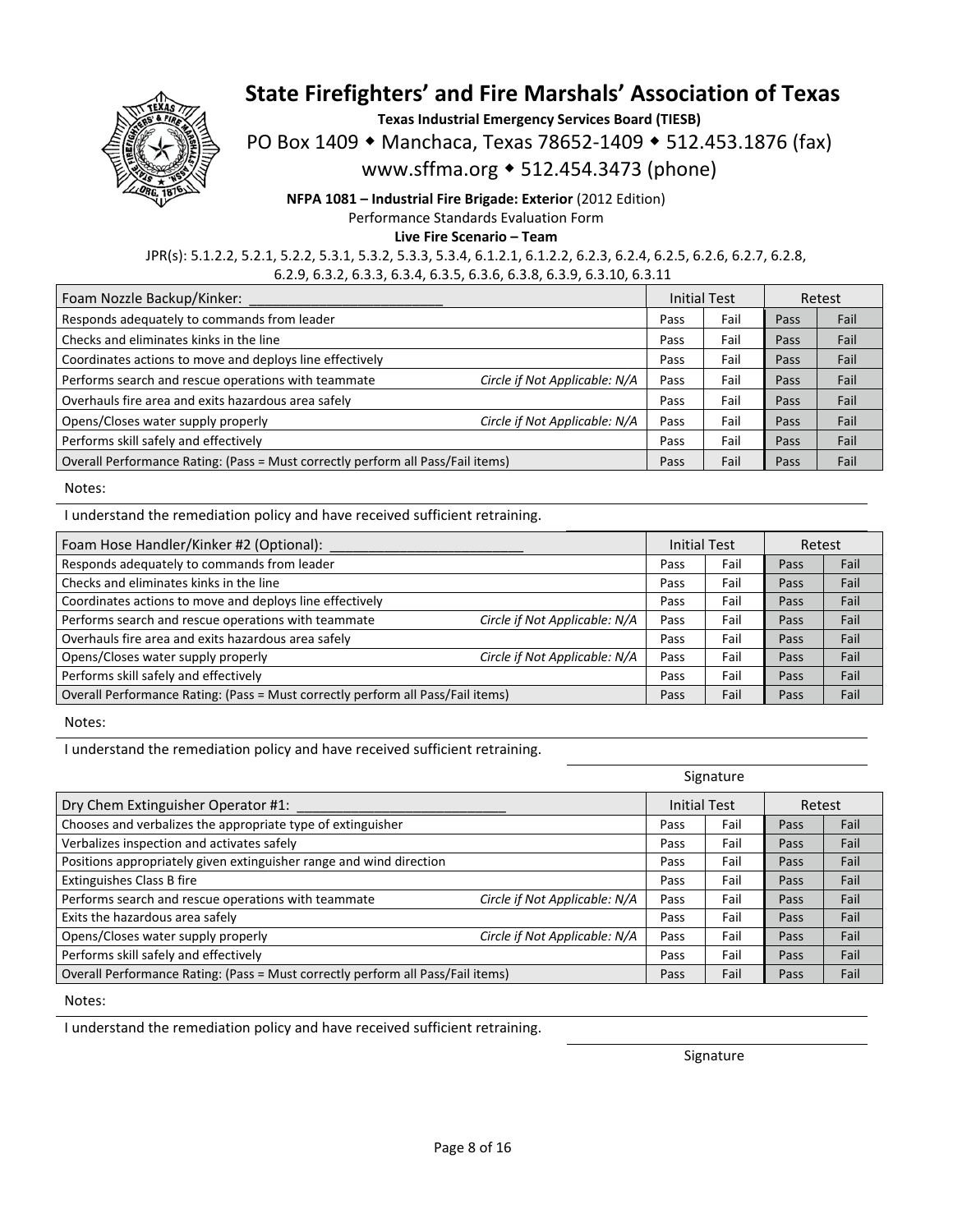# State Firefighters' and Fire Marshals' Association of Texas

**Texas Industrial Emergency Services Board (TIESB)**

PO Box 1409 ◆ Manchaca, Texas 78652-1409 ◆ 512.453.1876 (fax)

www.sffma.org ◆ 512.454.3473 (phone)

**NFPA 1081 – Industrial Fire Brigade: Exterior** (2012 Edition)

Performance Standards Evaluation Form

**Live Fire Scenario – Team**

JPR(s): 5.1.2.2, 5.2.1, 5.2.2, 5.3.1, 5.3.2, 5.3.3, 5.3.4, 6.1.2.1, 6.1.2.2, 6.2.3, 6.2.4, 6.2.5, 6.2.6, 6.2.7, 6.2.8, 6.2.9, 6.3.2, 6.3.3, 6.3.4, 6.3.5, 6.3.6, 6.3.8, 6.3.9, 6.3.10, 6.3.11

| Foam Nozzle Backup/Kinker: ________________________ | | Initial Test | | Retest | |
|---|---|---|---|---|---|
| Responds adequately to commands from leader | | Pass | Fail | Pass | Fail |
| Checks and eliminates kinks in the line | | Pass | Fail | Pass | Fail |
| Coordinates actions to move and deploys line effectively | | Pass | Fail | Pass | Fail |
| Performs search and rescue operations with teammate | *Circle if Not Applicable: N/A* | Pass | Fail | Pass | Fail |
| Overhauls fire area and exits hazardous area safely | | Pass | Fail | Pass | Fail |
| Opens/Closes water supply properly | *Circle if Not Applicable: N/A* | Pass | Fail | Pass | Fail |
| Performs skill safely and effectively | | Pass | Fail | Pass | Fail |
| Overall Performance Rating: (Pass = Must correctly perform all Pass/Fail items) | | Pass | Fail | Pass | Fail |

Notes:

I understand the remediation policy and have received sufficient retraining.

| Foam Hose Handler/Kinker #2 (Optional): ________________________ | | Initial Test | | Retest | |
|---|---|---|---|---|---|
| Responds adequately to commands from leader | | Pass | Fail | Pass | Fail |
| Checks and eliminates kinks in the line | | Pass | Fail | Pass | Fail |
| Coordinates actions to move and deploys line effectively | | Pass | Fail | Pass | Fail |
| Performs search and rescue operations with teammate | *Circle if Not Applicable: N/A* | Pass | Fail | Pass | Fail |
| Overhauls fire area and exits hazardous area safely | | Pass | Fail | Pass | Fail |
| Opens/Closes water supply properly | *Circle if Not Applicable: N/A* | Pass | Fail | Pass | Fail |
| Performs skill safely and effectively | | Pass | Fail | Pass | Fail |
| Overall Performance Rating: (Pass = Must correctly perform all Pass/Fail items) | | Pass | Fail | Pass | Fail |

Notes:

I understand the remediation policy and have received sufficient retraining.

Signature

| Dry Chem Extinguisher Operator #1: __________________________ | | Initial Test | | Retest | |
|---|---|---|---|---|---|
| Chooses and verbalizes the appropriate type of extinguisher | | Pass | Fail | Pass | Fail |
| Verbalizes inspection and activates safely | | Pass | Fail | Pass | Fail |
| Positions appropriately given extinguisher range and wind direction | | Pass | Fail | Pass | Fail |
| Extinguishes Class B fire | | Pass | Fail | Pass | Fail |
| Performs search and rescue operations with teammate | *Circle if Not Applicable: N/A* | Pass | Fail | Pass | Fail |
| Exits the hazardous area safely | | Pass | Fail | Pass | Fail |
| Opens/Closes water supply properly | *Circle if Not Applicable: N/A* | Pass | Fail | Pass | Fail |
| Performs skill safely and effectively | | Pass | Fail | Pass | Fail |
| Overall Performance Rating: (Pass = Must correctly perform all Pass/Fail items) | | Pass | Fail | Pass | Fail |

Notes:

I understand the remediation policy and have received sufficient retraining.

Signature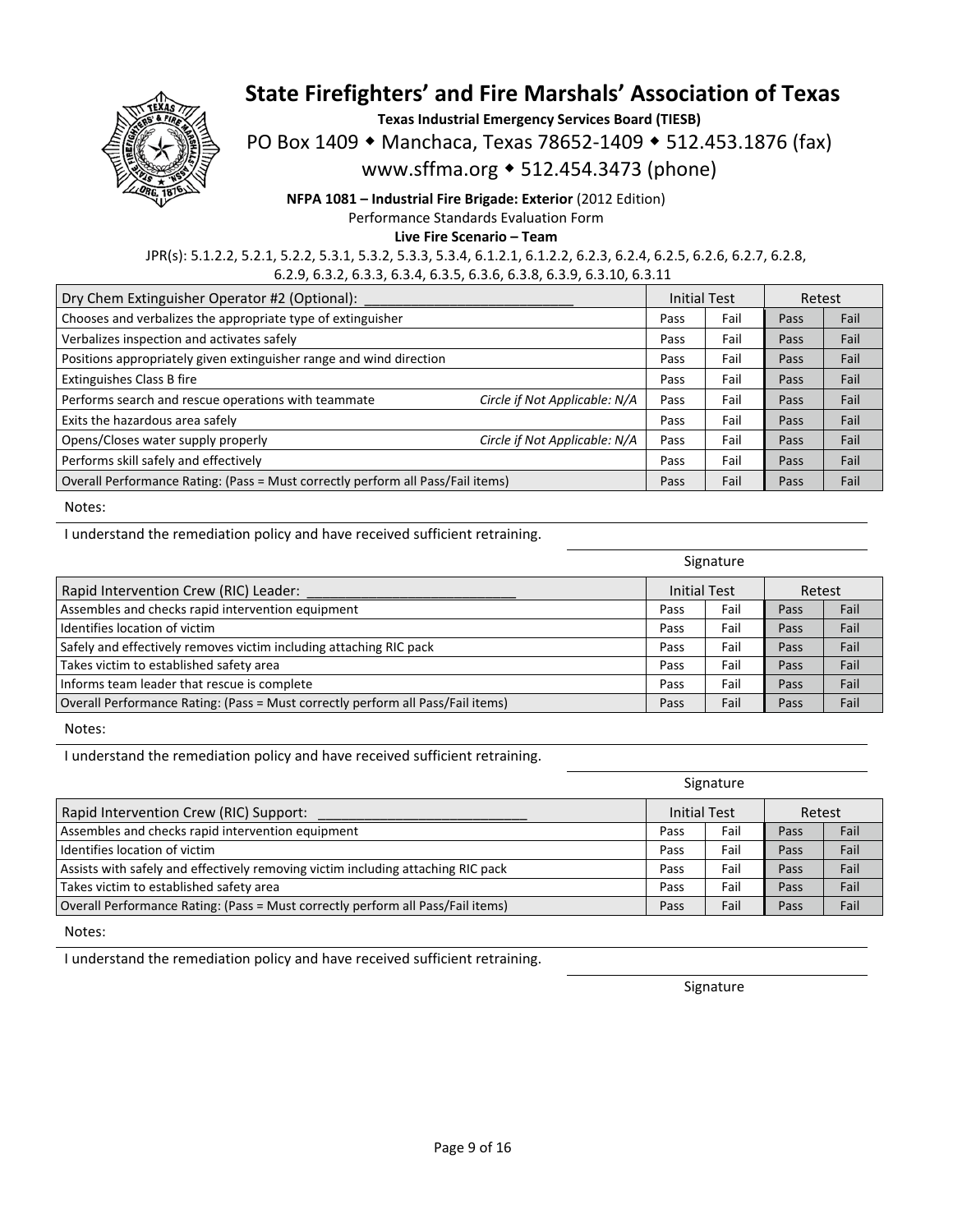# State Firefighters' and Fire Marshals' Association of Texas

**Texas Industrial Emergency Services Board (TIESB)**

PO Box 1409 ◆ Manchaca, Texas 78652-1409 ◆ 512.453.1876 (fax)

www.sffma.org ◆ 512.454.3473 (phone)

**NFPA 1081 – Industrial Fire Brigade: Exterior** (2012 Edition)

Performance Standards Evaluation Form

**Live Fire Scenario – Team**

JPR(s): 5.1.2.2, 5.2.1, 5.2.2, 5.3.1, 5.3.2, 5.3.3, 5.3.4, 6.1.2.1, 6.1.2.2, 6.2.3, 6.2.4, 6.2.5, 6.2.6, 6.2.7, 6.2.8, 6.2.9, 6.3.2, 6.3.3, 6.3.4, 6.3.5, 6.3.6, 6.3.8, 6.3.9, 6.3.10, 6.3.11

| Dry Chem Extinguisher Operator #2 (Optional): ___________________________ | Initial Test | | Retest | |
|---|---|---|---|---|
| Chooses and verbalizes the appropriate type of extinguisher | Pass | Fail | Pass | Fail |
| Verbalizes inspection and activates safely | Pass | Fail | Pass | Fail |
| Positions appropriately given extinguisher range and wind direction | Pass | Fail | Pass | Fail |
| Extinguishes Class B fire | Pass | Fail | Pass | Fail |
| Performs search and rescue operations with teammate *Circle if Not Applicable: N/A* | Pass | Fail | Pass | Fail |
| Exits the hazardous area safely | Pass | Fail | Pass | Fail |
| Opens/Closes water supply properly *Circle if Not Applicable: N/A* | Pass | Fail | Pass | Fail |
| Performs skill safely and effectively | Pass | Fail | Pass | Fail |
| Overall Performance Rating: (Pass = Must correctly perform all Pass/Fail items) | Pass | Fail | Pass | Fail |

Notes:

I understand the remediation policy and have received sufficient retraining.

Signature

| Rapid Intervention Crew (RIC) Leader: ___________________________ | Initial Test | | Retest | |
|---|---|---|---|---|
| Assembles and checks rapid intervention equipment | Pass | Fail | Pass | Fail |
| Identifies location of victim | Pass | Fail | Pass | Fail |
| Safely and effectively removes victim including attaching RIC pack | Pass | Fail | Pass | Fail |
| Takes victim to established safety area | Pass | Fail | Pass | Fail |
| Informs team leader that rescue is complete | Pass | Fail | Pass | Fail |
| Overall Performance Rating: (Pass = Must correctly perform all Pass/Fail items) | Pass | Fail | Pass | Fail |

Notes:

I understand the remediation policy and have received sufficient retraining.

Signature

| Rapid Intervention Crew (RIC) Support: ___________________________ | Initial Test | | Retest | |
|---|---|---|---|---|
| Assembles and checks rapid intervention equipment | Pass | Fail | Pass | Fail |
| Identifies location of victim | Pass | Fail | Pass | Fail |
| Assists with safely and effectively removing victim including attaching RIC pack | Pass | Fail | Pass | Fail |
| Takes victim to established safety area | Pass | Fail | Pass | Fail |
| Overall Performance Rating: (Pass = Must correctly perform all Pass/Fail items) | Pass | Fail | Pass | Fail |

Notes:

I understand the remediation policy and have received sufficient retraining.

Signature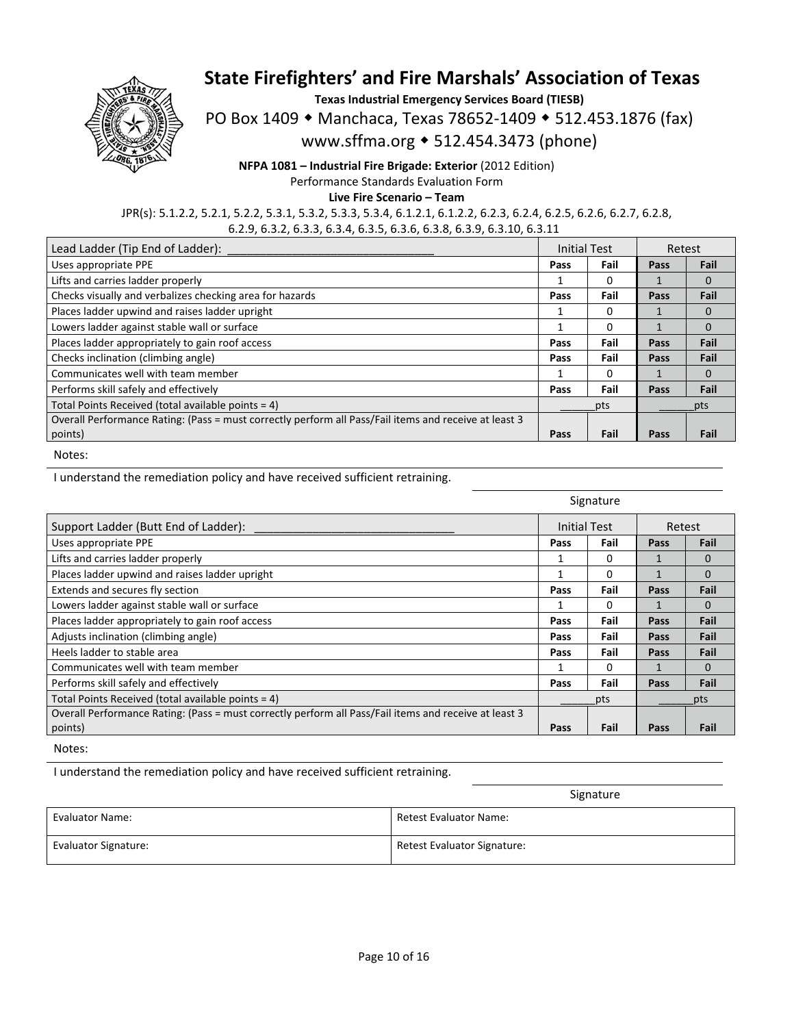# State Firefighters' and Fire Marshals' Association of Texas

**Texas Industrial Emergency Services Board (TIESB)**

PO Box 1409 ◆ Manchaca, Texas 78652-1409 ◆ 512.453.1876 (fax)

www.sffma.org ◆ 512.454.3473 (phone)

**NFPA 1081 – Industrial Fire Brigade: Exterior** (2012 Edition)

Performance Standards Evaluation Form

**Live Fire Scenario – Team**

JPR(s): 5.1.2.2, 5.2.1, 5.2.2, 5.3.1, 5.3.2, 5.3.3, 5.3.4, 6.1.2.1, 6.1.2.2, 6.2.3, 6.2.4, 6.2.5, 6.2.6, 6.2.7, 6.2.8, 6.2.9, 6.3.2, 6.3.3, 6.3.4, 6.3.5, 6.3.6, 6.3.8, 6.3.9, 6.3.10, 6.3.11

| Lead Ladder (Tip End of Ladder): ______________________________ | Initial Test | | Retest | |
|---|---|---|---|---|
| Uses appropriate PPE | **Pass** | **Fail** | **Pass** | **Fail** |
| Lifts and carries ladder properly | 1 | 0 | 1 | 0 |
| Checks visually and verbalizes checking area for hazards | **Pass** | **Fail** | **Pass** | **Fail** |
| Places ladder upwind and raises ladder upright | 1 | 0 | 1 | 0 |
| Lowers ladder against stable wall or surface | 1 | 0 | 1 | 0 |
| Places ladder appropriately to gain roof access | **Pass** | **Fail** | **Pass** | **Fail** |
| Checks inclination (climbing angle) | **Pass** | **Fail** | **Pass** | **Fail** |
| Communicates well with team member | 1 | 0 | 1 | 0 |
| Performs skill safely and effectively | **Pass** | **Fail** | **Pass** | **Fail** |
| Total Points Received (total available points = 4) | ______pts | | ______pts | |
| Overall Performance Rating: (Pass = must correctly perform all Pass/Fail items and receive at least 3 points) | **Pass** | **Fail** | **Pass** | **Fail** |

Notes:

I understand the remediation policy and have received sufficient retraining.

Signature

| Support Ladder (Butt End of Ladder): ______________________________ | Initial Test | | Retest | |
|---|---|---|---|---|
| Uses appropriate PPE | **Pass** | **Fail** | **Pass** | **Fail** |
| Lifts and carries ladder properly | 1 | 0 | 1 | 0 |
| Places ladder upwind and raises ladder upright | 1 | 0 | 1 | 0 |
| Extends and secures fly section | **Pass** | **Fail** | **Pass** | **Fail** |
| Lowers ladder against stable wall or surface | 1 | 0 | 1 | 0 |
| Places ladder appropriately to gain roof access | **Pass** | **Fail** | **Pass** | **Fail** |
| Adjusts inclination (climbing angle) | **Pass** | **Fail** | **Pass** | **Fail** |
| Heels ladder to stable area | **Pass** | **Fail** | **Pass** | **Fail** |
| Communicates well with team member | 1 | 0 | 1 | 0 |
| Performs skill safely and effectively | **Pass** | **Fail** | **Pass** | **Fail** |
| Total Points Received (total available points = 4) | ______pts | | ______pts | |
| Overall Performance Rating: (Pass = must correctly perform all Pass/Fail items and receive at least 3 points) | **Pass** | **Fail** | **Pass** | **Fail** |

Notes:

I understand the remediation policy and have received sufficient retraining.

Signature

| Evaluator Name: | Retest Evaluator Name: |
|---|---|
| Evaluator Signature: | Retest Evaluator Signature: |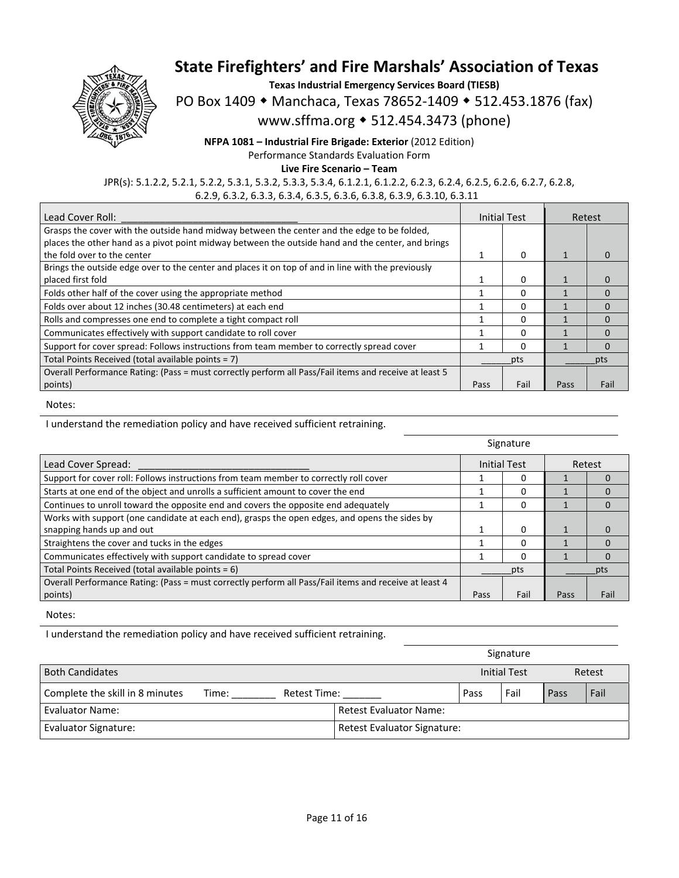# State Firefighters' and Fire Marshals' Association of Texas

**Texas Industrial Emergency Services Board (TIESB)**

PO Box 1409 ◆ Manchaca, Texas 78652-1409 ◆ 512.453.1876 (fax)

www.sffma.org ◆ 512.454.3473 (phone)

**NFPA 1081 – Industrial Fire Brigade: Exterior** (2012 Edition)

Performance Standards Evaluation Form

**Live Fire Scenario – Team**

JPR(s): 5.1.2.2, 5.2.1, 5.2.2, 5.3.1, 5.3.2, 5.3.3, 5.3.4, 6.1.2.1, 6.1.2.2, 6.2.3, 6.2.4, 6.2.5, 6.2.6, 6.2.7, 6.2.8, 6.2.9, 6.3.2, 6.3.3, 6.3.4, 6.3.5, 6.3.6, 6.3.8, 6.3.9, 6.3.10, 6.3.11

| Lead Cover Roll: ______________________________ | Initial Test | | Retest | |
|---|---|---|---|---|
| Grasps the cover with the outside hand midway between the center and the edge to be folded, places the other hand as a pivot point midway between the outside hand and the center, and brings the fold over to the center | 1 | 0 | 1 | 0 |
| Brings the outside edge over to the center and places it on top of and in line with the previously placed first fold | 1 | 0 | 1 | 0 |
| Folds other half of the cover using the appropriate method | 1 | 0 | 1 | 0 |
| Folds over about 12 inches (30.48 centimeters) at each end | 1 | 0 | 1 | 0 |
| Rolls and compresses one end to complete a tight compact roll | 1 | 0 | 1 | 0 |
| Communicates effectively with support candidate to roll cover | 1 | 0 | 1 | 0 |
| Support for cover spread: Follows instructions from team member to correctly spread cover | 1 | 0 | 1 | 0 |
| Total Points Received (total available points = 7) | ______pts | | ______pts | |
| Overall Performance Rating: (Pass = must correctly perform all Pass/Fail items and receive at least 5 points) | Pass | Fail | Pass | Fail |

Notes:

I understand the remediation policy and have received sufficient retraining.

Signature

| Lead Cover Spread: ______________________________ | Initial Test | | Retest | |
|---|---|---|---|---|
| Support for cover roll: Follows instructions from team member to correctly roll cover | 1 | 0 | 1 | 0 |
| Starts at one end of the object and unrolls a sufficient amount to cover the end | 1 | 0 | 1 | 0 |
| Continues to unroll toward the opposite end and covers the opposite end adequately | 1 | 0 | 1 | 0 |
| Works with support (one candidate at each end), grasps the open edges, and opens the sides by snapping hands up and out | 1 | 0 | 1 | 0 |
| Straightens the cover and tucks in the edges | 1 | 0 | 1 | 0 |
| Communicates effectively with support candidate to spread cover | 1 | 0 | 1 | 0 |
| Total Points Received (total available points = 6) | ______pts | | ______pts | |
| Overall Performance Rating: (Pass = must correctly perform all Pass/Fail items and receive at least 4 points) | Pass | Fail | Pass | Fail |

Notes:

I understand the remediation policy and have received sufficient retraining.

Signature

| Both Candidates | Initial Test | | Retest | |
|---|---|---|---|---|
| Complete the skill in 8 minutes Time: ________ Retest Time: _______ | Pass | Fail | Pass | Fail |

| Evaluator Name: | Retest Evaluator Name: |
|---|---|
| Evaluator Signature: | Retest Evaluator Signature: |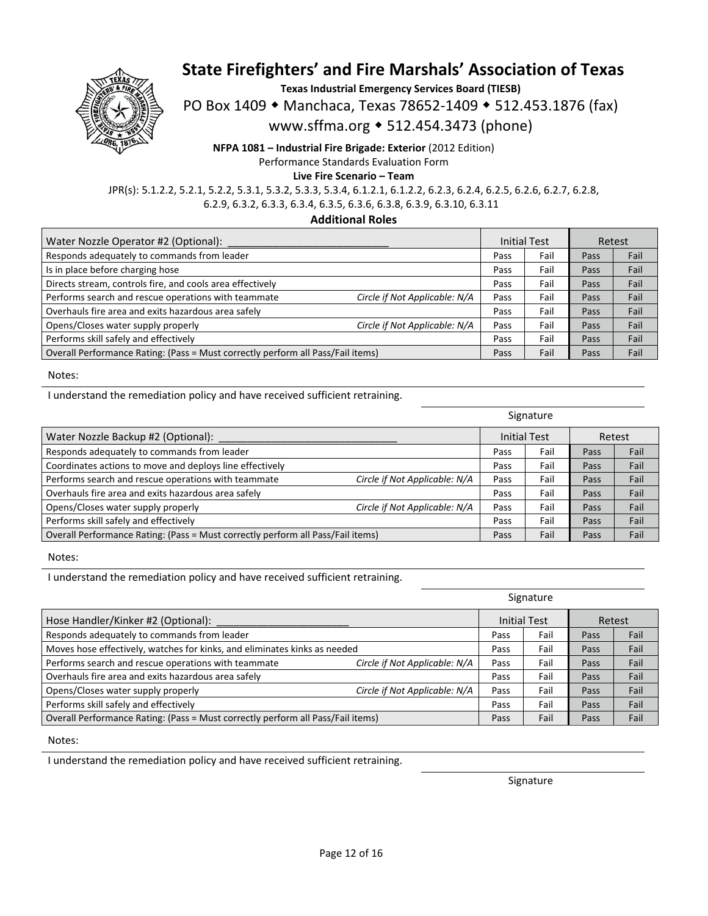# State Firefighters' and Fire Marshals' Association of Texas

**Texas Industrial Emergency Services Board (TIESB)**

PO Box 1409 ◆ Manchaca, Texas 78652-1409 ◆ 512.453.1876 (fax)

www.sffma.org ◆ 512.454.3473 (phone)

**NFPA 1081 – Industrial Fire Brigade: Exterior** (2012 Edition)

Performance Standards Evaluation Form

**Live Fire Scenario – Team**

JPR(s): 5.1.2.2, 5.2.1, 5.2.2, 5.3.1, 5.3.2, 5.3.3, 5.3.4, 6.1.2.1, 6.1.2.2, 6.2.3, 6.2.4, 6.2.5, 6.2.6, 6.2.7, 6.2.8, 6.2.9, 6.3.2, 6.3.3, 6.3.4, 6.3.5, 6.3.6, 6.3.8, 6.3.9, 6.3.10, 6.3.11

**Additional Roles**

| Water Nozzle Operator #2 (Optional): ___________________________ | | Initial Test | | Retest | |
|---|---|---|---|---|---|
| Responds adequately to commands from leader | | Pass | Fail | Pass | Fail |
| Is in place before charging hose | | Pass | Fail | Pass | Fail |
| Directs stream, controls fire, and cools area effectively | | Pass | Fail | Pass | Fail |
| Performs search and rescue operations with teammate | *Circle if Not Applicable: N/A* | Pass | Fail | Pass | Fail |
| Overhauls fire area and exits hazardous area safely | | Pass | Fail | Pass | Fail |
| Opens/Closes water supply properly | *Circle if Not Applicable: N/A* | Pass | Fail | Pass | Fail |
| Performs skill safely and effectively | | Pass | Fail | Pass | Fail |
| Overall Performance Rating: (Pass = Must correctly perform all Pass/Fail items) | | Pass | Fail | Pass | Fail |

Notes:

I understand the remediation policy and have received sufficient retraining.

_______________________________
Signature

| Water Nozzle Backup #2 (Optional): ______________________________ | | Initial Test | | Retest | |
|---|---|---|---|---|---|
| Responds adequately to commands from leader | | Pass | Fail | Pass | Fail |
| Coordinates actions to move and deploys line effectively | | Pass | Fail | Pass | Fail |
| Performs search and rescue operations with teammate | *Circle if Not Applicable: N/A* | Pass | Fail | Pass | Fail |
| Overhauls fire area and exits hazardous area safely | | Pass | Fail | Pass | Fail |
| Opens/Closes water supply properly | *Circle if Not Applicable: N/A* | Pass | Fail | Pass | Fail |
| Performs skill safely and effectively | | Pass | Fail | Pass | Fail |
| Overall Performance Rating: (Pass = Must correctly perform all Pass/Fail items) | | Pass | Fail | Pass | Fail |

Notes:

I understand the remediation policy and have received sufficient retraining.

_______________________________
Signature

| Hose Handler/Kinker #2 (Optional): ______________________ | | Initial Test | | Retest | |
|---|---|---|---|---|---|
| Responds adequately to commands from leader | | Pass | Fail | Pass | Fail |
| Moves hose effectively, watches for kinks, and eliminates kinks as needed | | Pass | Fail | Pass | Fail |
| Performs search and rescue operations with teammate | *Circle if Not Applicable: N/A* | Pass | Fail | Pass | Fail |
| Overhauls fire area and exits hazardous area safely | | Pass | Fail | Pass | Fail |
| Opens/Closes water supply properly | *Circle if Not Applicable: N/A* | Pass | Fail | Pass | Fail |
| Performs skill safely and effectively | | Pass | Fail | Pass | Fail |
| Overall Performance Rating: (Pass = Must correctly perform all Pass/Fail items) | | Pass | Fail | Pass | Fail |

Notes:

I understand the remediation policy and have received sufficient retraining.

_______________________________
Signature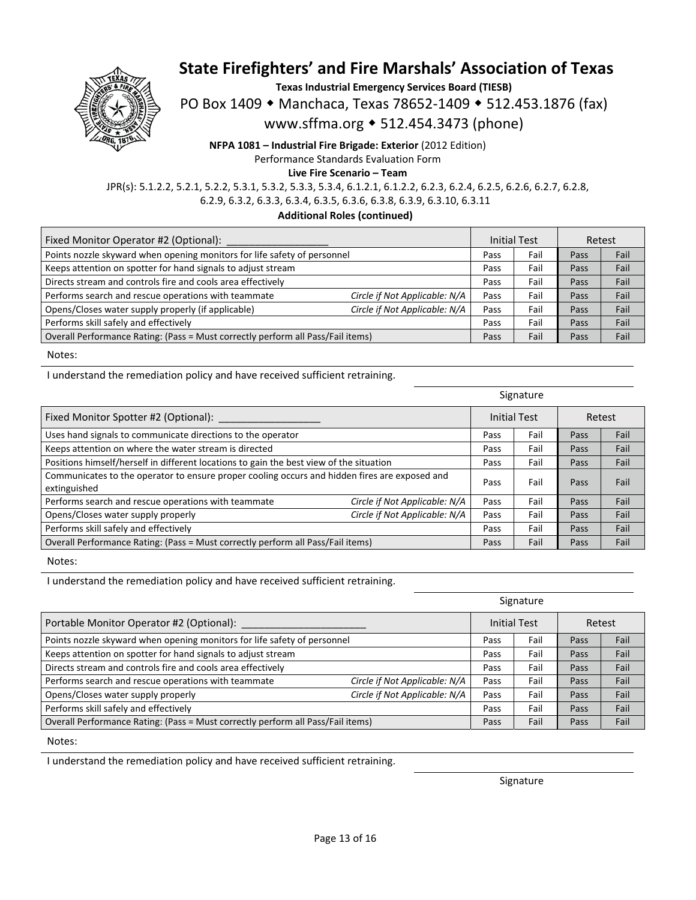# State Firefighters' and Fire Marshals' Association of Texas

**Texas Industrial Emergency Services Board (TIESB)**

PO Box 1409 ◆ Manchaca, Texas 78652-1409 ◆ 512.453.1876 (fax)

www.sffma.org ◆ 512.454.3473 (phone)

**NFPA 1081 – Industrial Fire Brigade: Exterior** (2012 Edition)

Performance Standards Evaluation Form

**Live Fire Scenario – Team**

JPR(s): 5.1.2.2, 5.2.1, 5.2.2, 5.3.1, 5.3.2, 5.3.3, 5.3.4, 6.1.2.1, 6.1.2.2, 6.2.3, 6.2.4, 6.2.5, 6.2.6, 6.2.7, 6.2.8, 6.2.9, 6.3.2, 6.3.3, 6.3.4, 6.3.5, 6.3.6, 6.3.8, 6.3.9, 6.3.10, 6.3.11

**Additional Roles (continued)**

| Fixed Monitor Operator #2 (Optional): __________________ | | Initial Test | | Retest | |
|---|---|---|---|---|---|
| Points nozzle skyward when opening monitors for life safety of personnel | | Pass | Fail | Pass | Fail |
| Keeps attention on spotter for hand signals to adjust stream | | Pass | Fail | Pass | Fail |
| Directs stream and controls fire and cools area effectively | | Pass | Fail | Pass | Fail |
| Performs search and rescue operations with teammate | *Circle if Not Applicable: N/A* | Pass | Fail | Pass | Fail |
| Opens/Closes water supply properly (if applicable) | *Circle if Not Applicable: N/A* | Pass | Fail | Pass | Fail |
| Performs skill safely and effectively | | Pass | Fail | Pass | Fail |
| Overall Performance Rating: (Pass = Must correctly perform all Pass/Fail items) | | Pass | Fail | Pass | Fail |

Notes:

I understand the remediation policy and have received sufficient retraining.

Signature

| Fixed Monitor Spotter #2 (Optional): __________________ | | Initial Test | | Retest | |
|---|---|---|---|---|---|
| Uses hand signals to communicate directions to the operator | | Pass | Fail | Pass | Fail |
| Keeps attention on where the water stream is directed | | Pass | Fail | Pass | Fail |
| Positions himself/herself in different locations to gain the best view of the situation | | Pass | Fail | Pass | Fail |
| Communicates to the operator to ensure proper cooling occurs and hidden fires are exposed and extinguished | | Pass | Fail | Pass | Fail |
| Performs search and rescue operations with teammate | *Circle if Not Applicable: N/A* | Pass | Fail | Pass | Fail |
| Opens/Closes water supply properly | *Circle if Not Applicable: N/A* | Pass | Fail | Pass | Fail |
| Performs skill safely and effectively | | Pass | Fail | Pass | Fail |
| Overall Performance Rating: (Pass = Must correctly perform all Pass/Fail items) | | Pass | Fail | Pass | Fail |

Notes:

I understand the remediation policy and have received sufficient retraining.

Signature

| Portable Monitor Operator #2 (Optional): ______________________ | | Initial Test | | Retest | |
|---|---|---|---|---|---|
| Points nozzle skyward when opening monitors for life safety of personnel | | Pass | Fail | Pass | Fail |
| Keeps attention on spotter for hand signals to adjust stream | | Pass | Fail | Pass | Fail |
| Directs stream and controls fire and cools area effectively | | Pass | Fail | Pass | Fail |
| Performs search and rescue operations with teammate | *Circle if Not Applicable: N/A* | Pass | Fail | Pass | Fail |
| Opens/Closes water supply properly | *Circle if Not Applicable: N/A* | Pass | Fail | Pass | Fail |
| Performs skill safely and effectively | | Pass | Fail | Pass | Fail |
| Overall Performance Rating: (Pass = Must correctly perform all Pass/Fail items) | | Pass | Fail | Pass | Fail |

Notes:

I understand the remediation policy and have received sufficient retraining.

Signature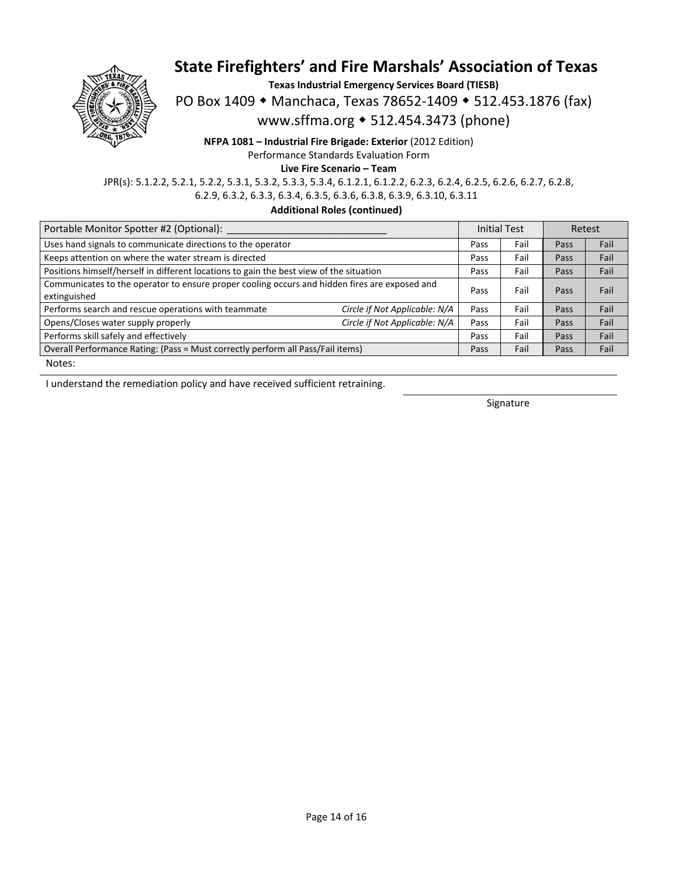# State Firefighters' and Fire Marshals' Association of Texas

**Texas Industrial Emergency Services Board (TIESB)**

PO Box 1409 ◆ Manchaca, Texas 78652-1409 ◆ 512.453.1876 (fax)

www.sffma.org ◆ 512.454.3473 (phone)

**NFPA 1081 – Industrial Fire Brigade: Exterior** (2012 Edition)

Performance Standards Evaluation Form

**Live Fire Scenario – Team**

JPR(s): 5.1.2.2, 5.2.1, 5.2.2, 5.3.1, 5.3.2, 5.3.3, 5.3.4, 6.1.2.1, 6.1.2.2, 6.2.3, 6.2.4, 6.2.5, 6.2.6, 6.2.7, 6.2.8, 6.2.9, 6.3.2, 6.3.3, 6.3.4, 6.3.5, 6.3.6, 6.3.8, 6.3.9, 6.3.10, 6.3.11

**Additional Roles (continued)**

| Portable Monitor Spotter #2 (Optional): ___________________________ | Initial Test | | Retest | |
|---|---|---|---|---|
| Uses hand signals to communicate directions to the operator | Pass | Fail | Pass | Fail |
| Keeps attention on where the water stream is directed | Pass | Fail | Pass | Fail |
| Positions himself/herself in different locations to gain the best view of the situation | Pass | Fail | Pass | Fail |
| Communicates to the operator to ensure proper cooling occurs and hidden fires are exposed and extinguished | Pass | Fail | Pass | Fail |
| Performs search and rescue operations with teammate *Circle if Not Applicable: N/A* | Pass | Fail | Pass | Fail |
| Opens/Closes water supply properly *Circle if Not Applicable: N/A* | Pass | Fail | Pass | Fail |
| Performs skill safely and effectively | Pass | Fail | Pass | Fail |
| Overall Performance Rating: (Pass = Must correctly perform all Pass/Fail items) | Pass | Fail | Pass | Fail |

Notes:

I understand the remediation policy and have received sufficient retraining.

______________________________
Signature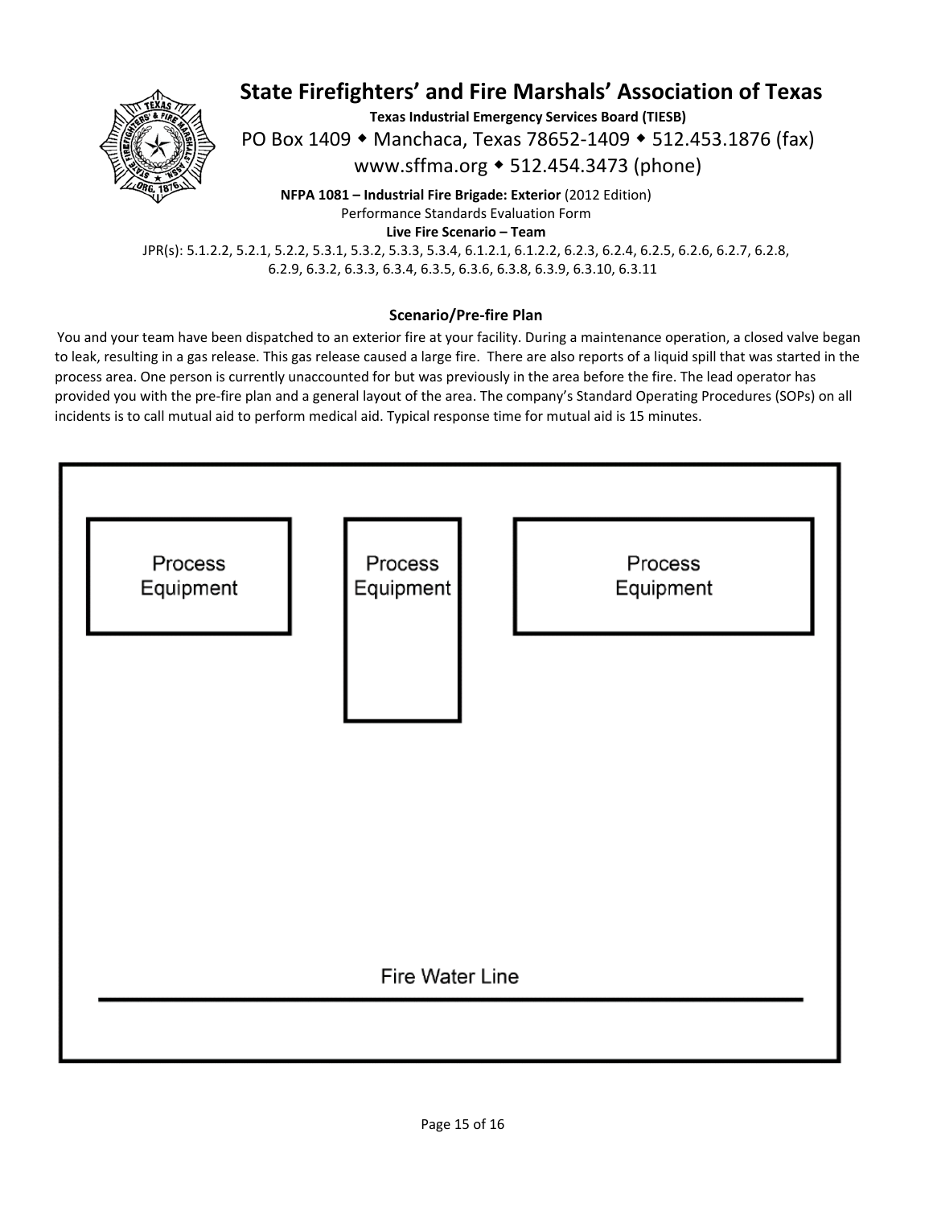# State Firefighters' and Fire Marshals' Association of Texas

**Texas Industrial Emergency Services Board (TIESB)**

PO Box 1409 ◆ Manchaca, Texas 78652-1409 ◆ 512.453.1876 (fax)

www.sffma.org ◆ 512.454.3473 (phone)

**NFPA 1081 – Industrial Fire Brigade: Exterior** (2012 Edition)

Performance Standards Evaluation Form

**Live Fire Scenario – Team**

JPR(s): 5.1.2.2, 5.2.1, 5.2.2, 5.3.1, 5.3.2, 5.3.3, 5.3.4, 6.1.2.1, 6.1.2.2, 6.2.3, 6.2.4, 6.2.5, 6.2.6, 6.2.7, 6.2.8, 6.2.9, 6.3.2, 6.3.3, 6.3.4, 6.3.5, 6.3.6, 6.3.8, 6.3.9, 6.3.10, 6.3.11

### Scenario/Pre-fire Plan

You and your team have been dispatched to an exterior fire at your facility. During a maintenance operation, a closed valve began to leak, resulting in a gas release. This gas release caused a large fire. There are also reports of a liquid spill that was started in the process area. One person is currently unaccounted for but was previously in the area before the fire. The lead operator has provided you with the pre-fire plan and a general layout of the area. The company's Standard Operating Procedures (SOPs) on all incidents is to call mutual aid to perform medical aid. Typical response time for mutual aid is 15 minutes.

Process Equipment

Process Equipment

Process Equipment

Fire Water Line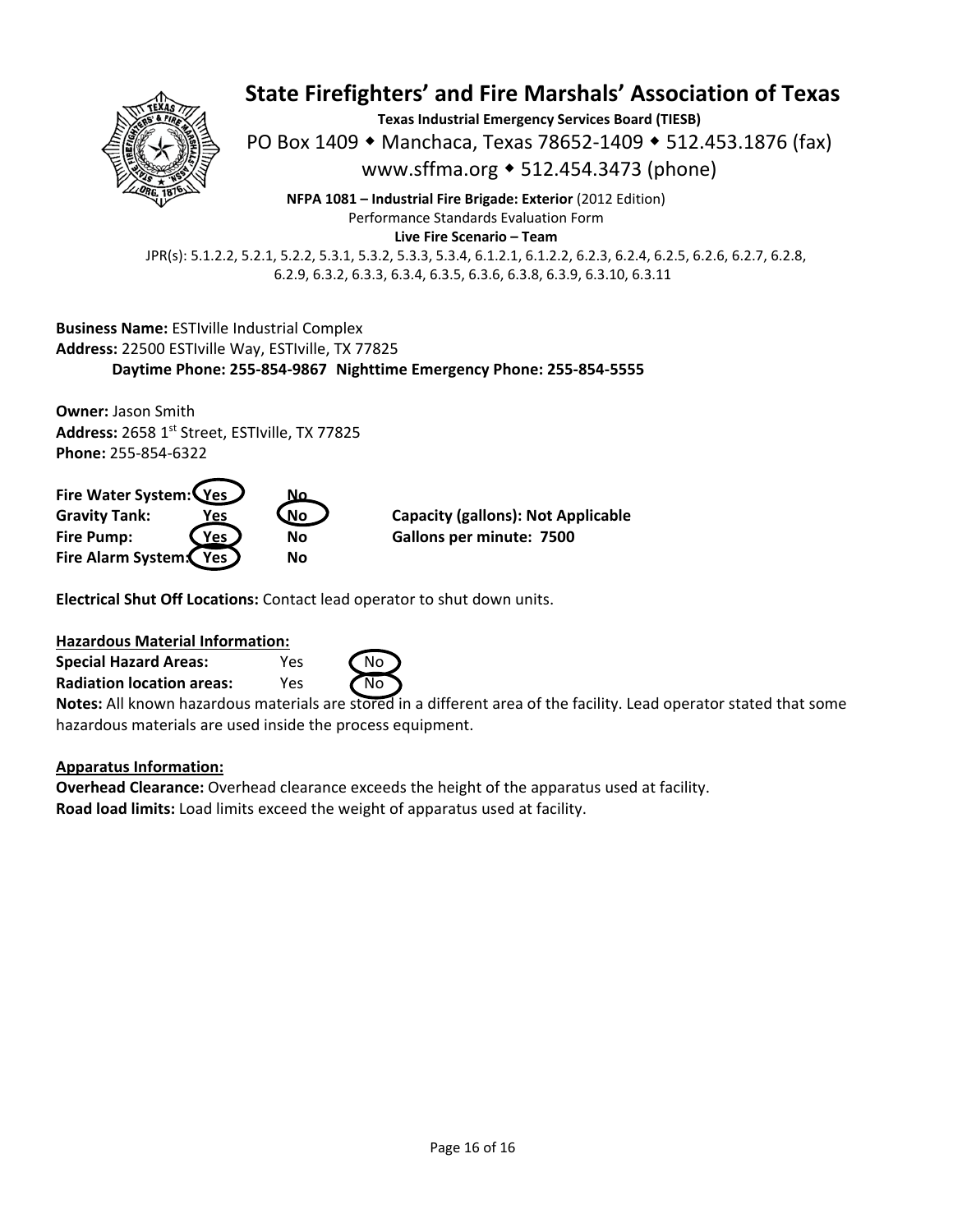# State Firefighters' and Fire Marshals' Association of Texas

**Texas Industrial Emergency Services Board (TIESB)**

PO Box 1409 ◆ Manchaca, Texas 78652-1409 ◆ 512.453.1876 (fax)

www.sffma.org ◆ 512.454.3473 (phone)

**NFPA 1081 – Industrial Fire Brigade: Exterior** (2012 Edition)

Performance Standards Evaluation Form

**Live Fire Scenario – Team**

JPR(s): 5.1.2.2, 5.2.1, 5.2.2, 5.3.1, 5.3.2, 5.3.3, 5.3.4, 6.1.2.1, 6.1.2.2, 6.2.3, 6.2.4, 6.2.5, 6.2.6, 6.2.7, 6.2.8, 6.2.9, 6.3.2, 6.3.3, 6.3.4, 6.3.5, 6.3.6, 6.3.8, 6.3.9, 6.3.10, 6.3.11

**Business Name:** ESTIville Industrial Complex
**Address:** 22500 ESTIville Way, ESTIville, TX 77825
**Daytime Phone: 255-854-9867 Nighttime Emergency Phone: 255-854-5555**

**Owner:** Jason Smith
**Address:** 2658 1st Street, ESTIville, TX 77825
**Phone:** 255-854-6322

| | | | |
|---|---|---|---|
| **Fire Water System:** | **Yes** (circled) | **No** | |
| **Gravity Tank:** | **Yes** | **No** (circled) | **Capacity (gallons): Not Applicable** |
| **Fire Pump:** | **Yes** (circled) | **No** | **Gallons per minute: 7500** |
| **Fire Alarm System:** | **Yes** (circled) | **No** | |

**Electrical Shut Off Locations:** Contact lead operator to shut down units.

**Hazardous Material Information:**

| | | |
|---|---|---|
| **Special Hazard Areas:** | Yes | No (circled) |
| **Radiation location areas:** | Yes | No (circled) |

**Notes:** All known hazardous materials are stored in a different area of the facility. Lead operator stated that some hazardous materials are used inside the process equipment.

**Apparatus Information:**

**Overhead Clearance:** Overhead clearance exceeds the height of the apparatus used at facility.
**Road load limits:** Load limits exceed the weight of apparatus used at facility.